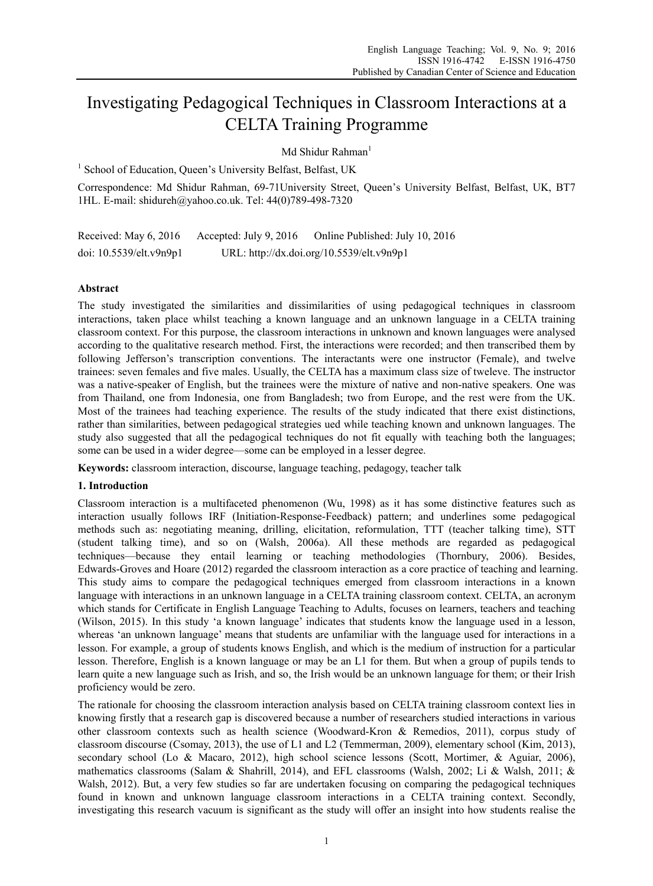# Investigating Pedagogical Techniques in Classroom Interactions at a CELTA Training Programme

Md Shidur Rahman[1]

[1] School of Education, Queen's University Belfast, Belfast, UK

Correspondence: Md Shidur Rahman, 69-71University Street, Queen's University Belfast, Belfast, UK, BT7 1HL. E-mail: shidureh@yahoo.co.uk. Tel: 44(0)789-498-7320

Received: May 6, 2016 Accepted: July 9, 2016 Online Published: July 10, 2016

doi: 10.5539/elt.v9n9p1 URL: http://dx.doi.org/10.5539/elt.v9n9p1

## Abstract

The study investigated the similarities and dissimilarities of using pedagogical techniques in classroom interactions, taken place whilst teaching a known language and an unknown language in a CELTA training classroom context. For this purpose, the classroom interactions in unknown and known languages were analysed according to the qualitative research method. First, the interactions were recorded; and then transcribed them by following Jefferson's transcription conventions. The interactants were one instructor (Female), and twelve trainees: seven females and five males. Usually, the CELTA has a maximum class size of tweleve. The instructor was a native-speaker of English, but the trainees were the mixture of native and non-native speakers. One was from Thailand, one from Indonesia, one from Bangladesh; two from Europe, and the rest were from the UK. Most of the trainees had teaching experience. The results of the study indicated that there exist distinctions, rather than similarities, between pedagogical strategies ued while teaching known and unknown languages. The study also suggested that all the pedagogical techniques do not fit equally with teaching both the languages; some can be used in a wider degree—some can be employed in a lesser degree.

**Keywords:** classroom interaction, discourse, language teaching, pedagogy, teacher talk

## 1. Introduction

Classroom interaction is a multifaceted phenomenon (Wu, 1998) as it has some distinctive features such as interaction usually follows IRF (Initiation-Response-Feedback) pattern; and underlines some pedagogical methods such as: negotiating meaning, drilling, elicitation, reformulation, TTT (teacher talking time), STT (student talking time), and so on (Walsh, 2006a). All these methods are regarded as pedagogical techniques—because they entail learning or teaching methodologies (Thornbury, 2006). Besides, Edwards-Groves and Hoare (2012) regarded the classroom interaction as a core practice of teaching and learning. This study aims to compare the pedagogical techniques emerged from classroom interactions in a known language with interactions in an unknown language in a CELTA training classroom context. CELTA, an acronym which stands for Certificate in English Language Teaching to Adults, focuses on learners, teachers and teaching (Wilson, 2015). In this study 'a known language' indicates that students know the language used in a lesson, whereas 'an unknown language' means that students are unfamiliar with the language used for interactions in a lesson. For example, a group of students knows English, and which is the medium of instruction for a particular lesson. Therefore, English is a known language or may be an L1 for them. But when a group of pupils tends to learn quite a new language such as Irish, and so, the Irish would be an unknown language for them; or their Irish proficiency would be zero.

The rationale for choosing the classroom interaction analysis based on CELTA training classroom context lies in knowing firstly that a research gap is discovered because a number of researchers studied interactions in various other classroom contexts such as health science (Woodward-Kron & Remedios, 2011), corpus study of classroom discourse (Csomay, 2013), the use of L1 and L2 (Temmerman, 2009), elementary school (Kim, 2013), secondary school (Lo & Macaro, 2012), high school science lessons (Scott, Mortimer, & Aguiar, 2006), mathematics classrooms (Salam & Shahrill, 2014), and EFL classrooms (Walsh, 2002; Li & Walsh, 2011; & Walsh, 2012). But, a very few studies so far are undertaken focusing on comparing the pedagogical techniques found in known and unknown language classroom interactions in a CELTA training context. Secondly, investigating this research vacuum is significant as the study will offer an insight into how students realise the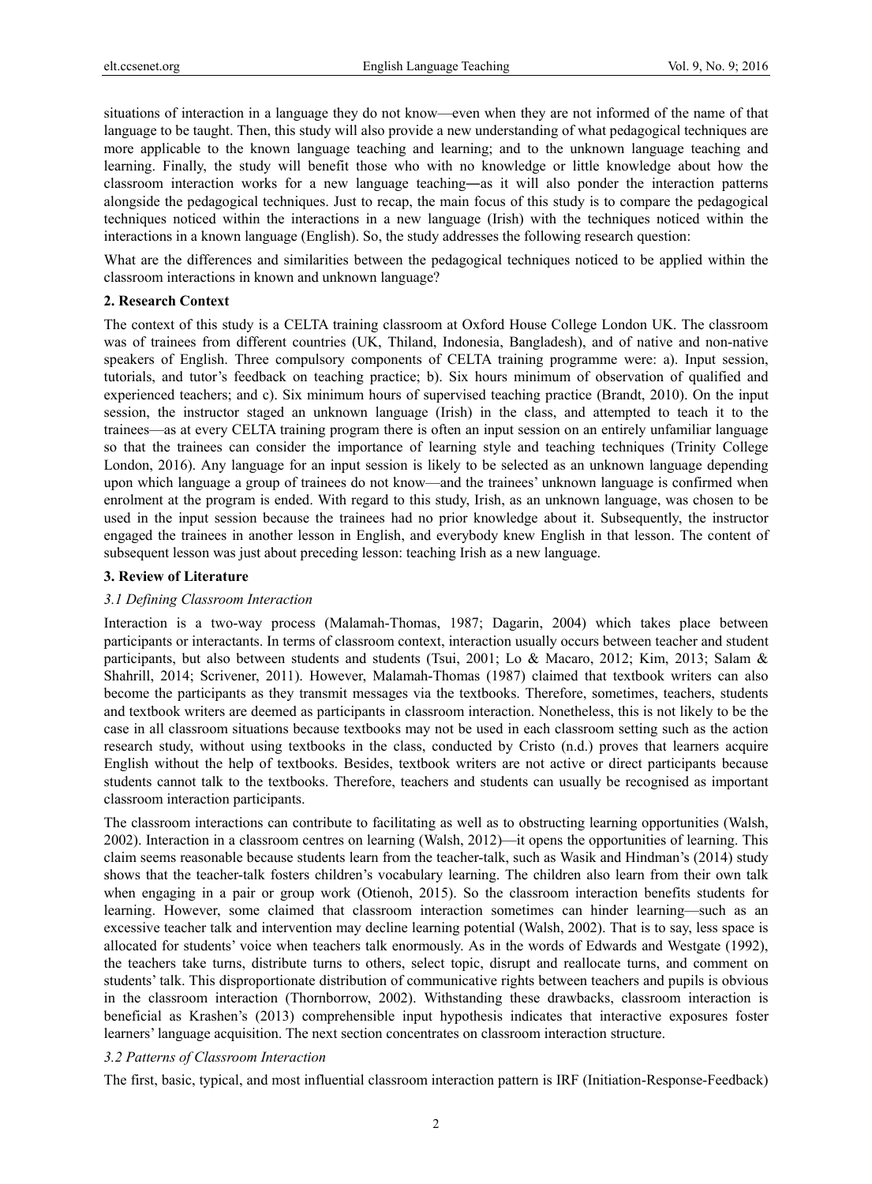situations of interaction in a language they do not know—even when they are not informed of the name of that language to be taught. Then, this study will also provide a new understanding of what pedagogical techniques are more applicable to the known language teaching and learning; and to the unknown language teaching and learning. Finally, the study will benefit those who with no knowledge or little knowledge about how the classroom interaction works for a new language teaching―as it will also ponder the interaction patterns alongside the pedagogical techniques. Just to recap, the main focus of this study is to compare the pedagogical techniques noticed within the interactions in a new language (Irish) with the techniques noticed within the interactions in a known language (English). So, the study addresses the following research question:

What are the differences and similarities between the pedagogical techniques noticed to be applied within the classroom interactions in known and unknown language?

## 2. Research Context

The context of this study is a CELTA training classroom at Oxford House College London UK. The classroom was of trainees from different countries (UK, Thiland, Indonesia, Bangladesh), and of native and non-native speakers of English. Three compulsory components of CELTA training programme were: a). Input session, tutorials, and tutor's feedback on teaching practice; b). Six hours minimum of observation of qualified and experienced teachers; and c). Six minimum hours of supervised teaching practice (Brandt, 2010). On the input session, the instructor staged an unknown language (Irish) in the class, and attempted to teach it to the trainees—as at every CELTA training program there is often an input session on an entirely unfamiliar language so that the trainees can consider the importance of learning style and teaching techniques (Trinity College London, 2016). Any language for an input session is likely to be selected as an unknown language depending upon which language a group of trainees do not know—and the trainees' unknown language is confirmed when enrolment at the program is ended. With regard to this study, Irish, as an unknown language, was chosen to be used in the input session because the trainees had no prior knowledge about it. Subsequently, the instructor engaged the trainees in another lesson in English, and everybody knew English in that lesson. The content of subsequent lesson was just about preceding lesson: teaching Irish as a new language.

## 3. Review of Literature

### *3.1 Defining Classroom Interaction*

Interaction is a two-way process (Malamah-Thomas, 1987; Dagarin, 2004) which takes place between participants or interactants. In terms of classroom context, interaction usually occurs between teacher and student participants, but also between students and students (Tsui, 2001; Lo & Macaro, 2012; Kim, 2013; Salam & Shahrill, 2014; Scrivener, 2011). However, Malamah-Thomas (1987) claimed that textbook writers can also become the participants as they transmit messages via the textbooks. Therefore, sometimes, teachers, students and textbook writers are deemed as participants in classroom interaction. Nonetheless, this is not likely to be the case in all classroom situations because textbooks may not be used in each classroom setting such as the action research study, without using textbooks in the class, conducted by Cristo (n.d.) proves that learners acquire English without the help of textbooks. Besides, textbook writers are not active or direct participants because students cannot talk to the textbooks. Therefore, teachers and students can usually be recognised as important classroom interaction participants.

The classroom interactions can contribute to facilitating as well as to obstructing learning opportunities (Walsh, 2002). Interaction in a classroom centres on learning (Walsh, 2012)—it opens the opportunities of learning. This claim seems reasonable because students learn from the teacher-talk, such as Wasik and Hindman's (2014) study shows that the teacher-talk fosters children's vocabulary learning. The children also learn from their own talk when engaging in a pair or group work (Otienoh, 2015). So the classroom interaction benefits students for learning. However, some claimed that classroom interaction sometimes can hinder learning—such as an excessive teacher talk and intervention may decline learning potential (Walsh, 2002). That is to say, less space is allocated for students' voice when teachers talk enormously. As in the words of Edwards and Westgate (1992), the teachers take turns, distribute turns to others, select topic, disrupt and reallocate turns, and comment on students' talk. This disproportionate distribution of communicative rights between teachers and pupils is obvious in the classroom interaction (Thornborrow, 2002). Withstanding these drawbacks, classroom interaction is beneficial as Krashen's (2013) comprehensible input hypothesis indicates that interactive exposures foster learners' language acquisition. The next section concentrates on classroom interaction structure.

### *3.2 Patterns of Classroom Interaction*

The first, basic, typical, and most influential classroom interaction pattern is IRF (Initiation-Response-Feedback)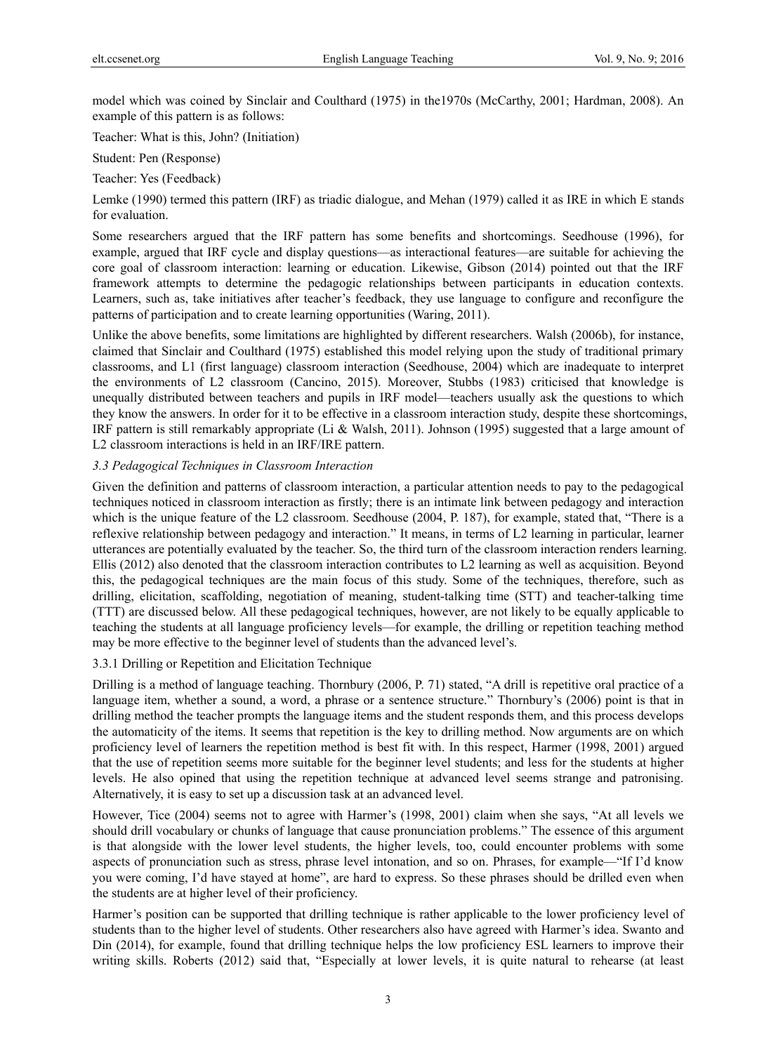model which was coined by Sinclair and Coulthard (1975) in the1970s (McCarthy, 2001; Hardman, 2008). An example of this pattern is as follows:

Teacher: What is this, John? (Initiation)

Student: Pen (Response)

Teacher: Yes (Feedback)

Lemke (1990) termed this pattern (IRF) as triadic dialogue, and Mehan (1979) called it as IRE in which E stands for evaluation.

Some researchers argued that the IRF pattern has some benefits and shortcomings. Seedhouse (1996), for example, argued that IRF cycle and display questions—as interactional features—are suitable for achieving the core goal of classroom interaction: learning or education. Likewise, Gibson (2014) pointed out that the IRF framework attempts to determine the pedagogic relationships between participants in education contexts. Learners, such as, take initiatives after teacher's feedback, they use language to configure and reconfigure the patterns of participation and to create learning opportunities (Waring, 2011).

Unlike the above benefits, some limitations are highlighted by different researchers. Walsh (2006b), for instance, claimed that Sinclair and Coulthard (1975) established this model relying upon the study of traditional primary classrooms, and L1 (first language) classroom interaction (Seedhouse, 2004) which are inadequate to interpret the environments of L2 classroom (Cancino, 2015). Moreover, Stubbs (1983) criticised that knowledge is unequally distributed between teachers and pupils in IRF model—teachers usually ask the questions to which they know the answers. In order for it to be effective in a classroom interaction study, despite these shortcomings, IRF pattern is still remarkably appropriate (Li & Walsh, 2011). Johnson (1995) suggested that a large amount of L2 classroom interactions is held in an IRF/IRE pattern.

### *3.3 Pedagogical Techniques in Classroom Interaction*

Given the definition and patterns of classroom interaction, a particular attention needs to pay to the pedagogical techniques noticed in classroom interaction as firstly; there is an intimate link between pedagogy and interaction which is the unique feature of the L2 classroom. Seedhouse (2004, P. 187), for example, stated that, "There is a reflexive relationship between pedagogy and interaction." It means, in terms of L2 learning in particular, learner utterances are potentially evaluated by the teacher. So, the third turn of the classroom interaction renders learning. Ellis (2012) also denoted that the classroom interaction contributes to L2 learning as well as acquisition. Beyond this, the pedagogical techniques are the main focus of this study. Some of the techniques, therefore, such as drilling, elicitation, scaffolding, negotiation of meaning, student-talking time (STT) and teacher-talking time (TTT) are discussed below. All these pedagogical techniques, however, are not likely to be equally applicable to teaching the students at all language proficiency levels—for example, the drilling or repetition teaching method may be more effective to the beginner level of students than the advanced level's.

#### 3.3.1 Drilling or Repetition and Elicitation Technique

Drilling is a method of language teaching. Thornbury (2006, P. 71) stated, "A drill is repetitive oral practice of a language item, whether a sound, a word, a phrase or a sentence structure." Thornbury's (2006) point is that in drilling method the teacher prompts the language items and the student responds them, and this process develops the automaticity of the items. It seems that repetition is the key to drilling method. Now arguments are on which proficiency level of learners the repetition method is best fit with. In this respect, Harmer (1998, 2001) argued that the use of repetition seems more suitable for the beginner level students; and less for the students at higher levels. He also opined that using the repetition technique at advanced level seems strange and patronising. Alternatively, it is easy to set up a discussion task at an advanced level.

However, Tice (2004) seems not to agree with Harmer's (1998, 2001) claim when she says, "At all levels we should drill vocabulary or chunks of language that cause pronunciation problems." The essence of this argument is that alongside with the lower level students, the higher levels, too, could encounter problems with some aspects of pronunciation such as stress, phrase level intonation, and so on. Phrases, for example—"If I'd know you were coming, I'd have stayed at home", are hard to express. So these phrases should be drilled even when the students are at higher level of their proficiency.

Harmer's position can be supported that drilling technique is rather applicable to the lower proficiency level of students than to the higher level of students. Other researchers also have agreed with Harmer's idea. Swanto and Din (2014), for example, found that drilling technique helps the low proficiency ESL learners to improve their writing skills. Roberts (2012) said that, "Especially at lower levels, it is quite natural to rehearse (at least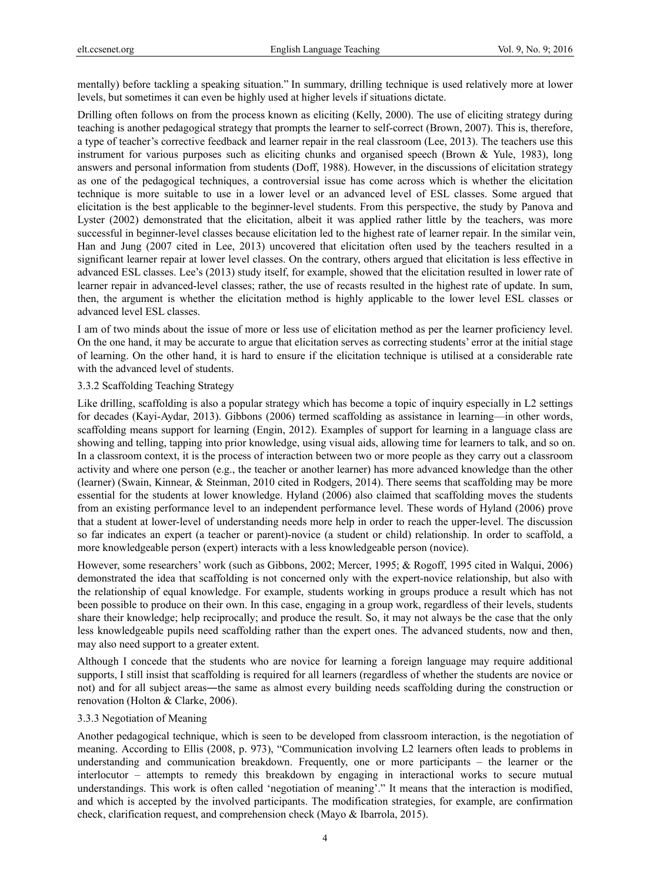mentally) before tackling a speaking situation." In summary, drilling technique is used relatively more at lower levels, but sometimes it can even be highly used at higher levels if situations dictate.

Drilling often follows on from the process known as eliciting (Kelly, 2000). The use of eliciting strategy during teaching is another pedagogical strategy that prompts the learner to self-correct (Brown, 2007). This is, therefore, a type of teacher's corrective feedback and learner repair in the real classroom (Lee, 2013). The teachers use this instrument for various purposes such as eliciting chunks and organised speech (Brown & Yule, 1983), long answers and personal information from students (Doff, 1988). However, in the discussions of elicitation strategy as one of the pedagogical techniques, a controversial issue has come across which is whether the elicitation technique is more suitable to use in a lower level or an advanced level of ESL classes. Some argued that elicitation is the best applicable to the beginner-level students. From this perspective, the study by Panova and Lyster (2002) demonstrated that the elicitation, albeit it was applied rather little by the teachers, was more successful in beginner-level classes because elicitation led to the highest rate of learner repair. In the similar vein, Han and Jung (2007 cited in Lee, 2013) uncovered that elicitation often used by the teachers resulted in a significant learner repair at lower level classes. On the contrary, others argued that elicitation is less effective in advanced ESL classes. Lee's (2013) study itself, for example, showed that the elicitation resulted in lower rate of learner repair in advanced-level classes; rather, the use of recasts resulted in the highest rate of update. In sum, then, the argument is whether the elicitation method is highly applicable to the lower level ESL classes or advanced level ESL classes.

I am of two minds about the issue of more or less use of elicitation method as per the learner proficiency level. On the one hand, it may be accurate to argue that elicitation serves as correcting students' error at the initial stage of learning. On the other hand, it is hard to ensure if the elicitation technique is utilised at a considerable rate with the advanced level of students.

### 3.3.2 Scaffolding Teaching Strategy

Like drilling, scaffolding is also a popular strategy which has become a topic of inquiry especially in L2 settings for decades (Kayi-Aydar, 2013). Gibbons (2006) termed scaffolding as assistance in learning—in other words, scaffolding means support for learning (Engin, 2012). Examples of support for learning in a language class are showing and telling, tapping into prior knowledge, using visual aids, allowing time for learners to talk, and so on. In a classroom context, it is the process of interaction between two or more people as they carry out a classroom activity and where one person (e.g., the teacher or another learner) has more advanced knowledge than the other (learner) (Swain, Kinnear, & Steinman, 2010 cited in Rodgers, 2014). There seems that scaffolding may be more essential for the students at lower knowledge. Hyland (2006) also claimed that scaffolding moves the students from an existing performance level to an independent performance level. These words of Hyland (2006) prove that a student at lower-level of understanding needs more help in order to reach the upper-level. The discussion so far indicates an expert (a teacher or parent)-novice (a student or child) relationship. In order to scaffold, a more knowledgeable person (expert) interacts with a less knowledgeable person (novice).

However, some researchers' work (such as Gibbons, 2002; Mercer, 1995; & Rogoff, 1995 cited in Walqui, 2006) demonstrated the idea that scaffolding is not concerned only with the expert-novice relationship, but also with the relationship of equal knowledge. For example, students working in groups produce a result which has not been possible to produce on their own. In this case, engaging in a group work, regardless of their levels, students share their knowledge; help reciprocally; and produce the result. So, it may not always be the case that the only less knowledgeable pupils need scaffolding rather than the expert ones. The advanced students, now and then, may also need support to a greater extent.

Although I concede that the students who are novice for learning a foreign language may require additional supports, I still insist that scaffolding is required for all learners (regardless of whether the students are novice or not) and for all subject areas―the same as almost every building needs scaffolding during the construction or renovation (Holton & Clarke, 2006).

### 3.3.3 Negotiation of Meaning

Another pedagogical technique, which is seen to be developed from classroom interaction, is the negotiation of meaning. According to Ellis (2008, p. 973), "Communication involving L2 learners often leads to problems in understanding and communication breakdown. Frequently, one or more participants – the learner or the interlocutor – attempts to remedy this breakdown by engaging in interactional works to secure mutual understandings. This work is often called 'negotiation of meaning'." It means that the interaction is modified, and which is accepted by the involved participants. The modification strategies, for example, are confirmation check, clarification request, and comprehension check (Mayo & Ibarrola, 2015).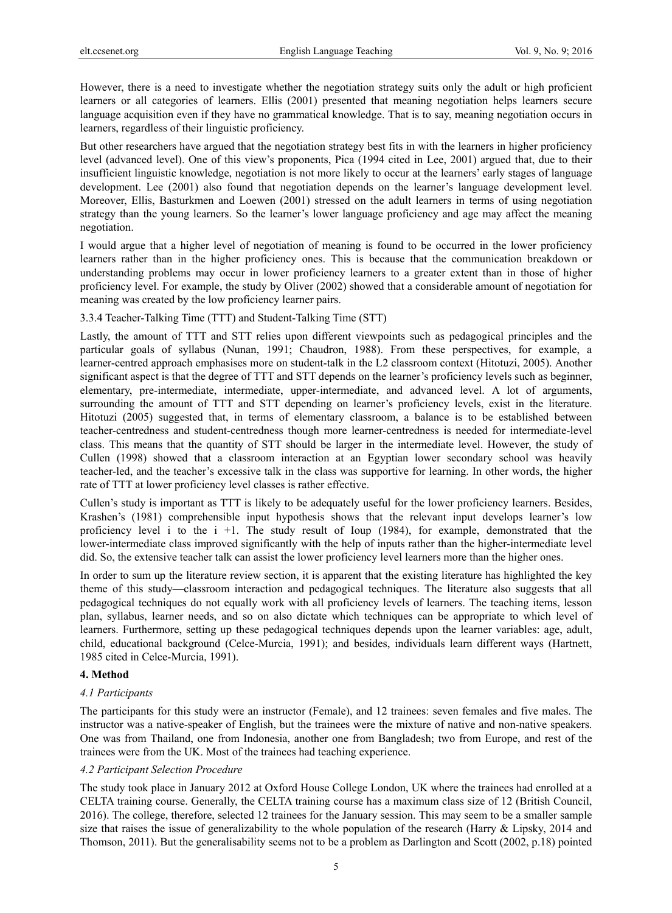However, there is a need to investigate whether the negotiation strategy suits only the adult or high proficient learners or all categories of learners. Ellis (2001) presented that meaning negotiation helps learners secure language acquisition even if they have no grammatical knowledge. That is to say, meaning negotiation occurs in learners, regardless of their linguistic proficiency.

But other researchers have argued that the negotiation strategy best fits in with the learners in higher proficiency level (advanced level). One of this view's proponents, Pica (1994 cited in Lee, 2001) argued that, due to their insufficient linguistic knowledge, negotiation is not more likely to occur at the learners' early stages of language development. Lee (2001) also found that negotiation depends on the learner's language development level. Moreover, Ellis, Basturkmen and Loewen (2001) stressed on the adult learners in terms of using negotiation strategy than the young learners. So the learner's lower language proficiency and age may affect the meaning negotiation.

I would argue that a higher level of negotiation of meaning is found to be occurred in the lower proficiency learners rather than in the higher proficiency ones. This is because that the communication breakdown or understanding problems may occur in lower proficiency learners to a greater extent than in those of higher proficiency level. For example, the study by Oliver (2002) showed that a considerable amount of negotiation for meaning was created by the low proficiency learner pairs.

3.3.4 Teacher-Talking Time (TTT) and Student-Talking Time (STT)

Lastly, the amount of TTT and STT relies upon different viewpoints such as pedagogical principles and the particular goals of syllabus (Nunan, 1991; Chaudron, 1988). From these perspectives, for example, a learner-centred approach emphasises more on student-talk in the L2 classroom context (Hitotuzi, 2005). Another significant aspect is that the degree of TTT and STT depends on the learner's proficiency levels such as beginner, elementary, pre-intermediate, intermediate, upper-intermediate, and advanced level. A lot of arguments, surrounding the amount of TTT and STT depending on learner's proficiency levels, exist in the literature. Hitotuzi (2005) suggested that, in terms of elementary classroom, a balance is to be established between teacher-centredness and student-centredness though more learner-centredness is needed for intermediate-level class. This means that the quantity of STT should be larger in the intermediate level. However, the study of Cullen (1998) showed that a classroom interaction at an Egyptian lower secondary school was heavily teacher-led, and the teacher's excessive talk in the class was supportive for learning. In other words, the higher rate of TTT at lower proficiency level classes is rather effective.

Cullen's study is important as TTT is likely to be adequately useful for the lower proficiency learners. Besides, Krashen's (1981) comprehensible input hypothesis shows that the relevant input develops learner's low proficiency level i to the i +1. The study result of Ioup (1984), for example, demonstrated that the lower-intermediate class improved significantly with the help of inputs rather than the higher-intermediate level did. So, the extensive teacher talk can assist the lower proficiency level learners more than the higher ones.

In order to sum up the literature review section, it is apparent that the existing literature has highlighted the key theme of this study—classroom interaction and pedagogical techniques. The literature also suggests that all pedagogical techniques do not equally work with all proficiency levels of learners. The teaching items, lesson plan, syllabus, learner needs, and so on also dictate which techniques can be appropriate to which level of learners. Furthermore, setting up these pedagogical techniques depends upon the learner variables: age, adult, child, educational background (Celce-Murcia, 1991); and besides, individuals learn different ways (Hartnett, 1985 cited in Celce-Murcia, 1991).

## 4. Method

### *4.1 Participants*

The participants for this study were an instructor (Female), and 12 trainees: seven females and five males. The instructor was a native-speaker of English, but the trainees were the mixture of native and non-native speakers. One was from Thailand, one from Indonesia, another one from Bangladesh; two from Europe, and rest of the trainees were from the UK. Most of the trainees had teaching experience.

### *4.2 Participant Selection Procedure*

The study took place in January 2012 at Oxford House College London, UK where the trainees had enrolled at a CELTA training course. Generally, the CELTA training course has a maximum class size of 12 (British Council, 2016). The college, therefore, selected 12 trainees for the January session. This may seem to be a smaller sample size that raises the issue of generalizability to the whole population of the research (Harry & Lipsky, 2014 and Thomson, 2011). But the generalisability seems not to be a problem as Darlington and Scott (2002, p.18) pointed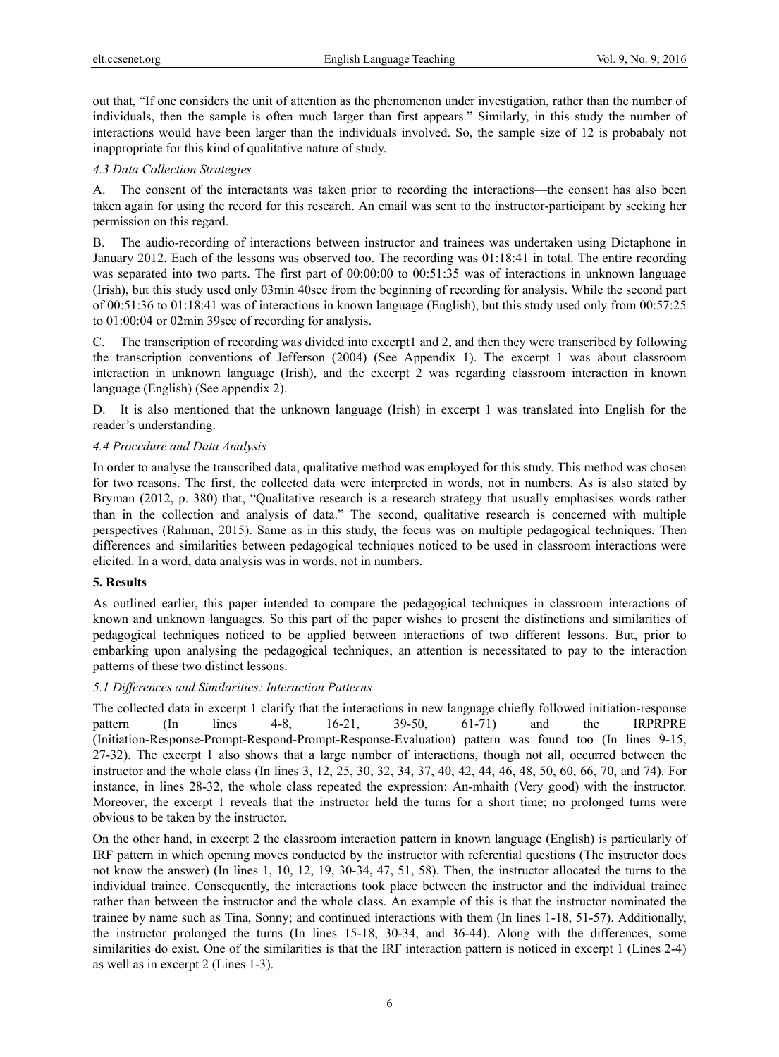out that, "If one considers the unit of attention as the phenomenon under investigation, rather than the number of individuals, then the sample is often much larger than first appears." Similarly, in this study the number of interactions would have been larger than the individuals involved. So, the sample size of 12 is probabaly not inappropriate for this kind of qualitative nature of study.

### *4.3 Data Collection Strategies*

A. The consent of the interactants was taken prior to recording the interactions—the consent has also been taken again for using the record for this research. An email was sent to the instructor-participant by seeking her permission on this regard.

B. The audio-recording of interactions between instructor and trainees was undertaken using Dictaphone in January 2012. Each of the lessons was observed too. The recording was 01:18:41 in total. The entire recording was separated into two parts. The first part of 00:00:00 to 00:51:35 was of interactions in unknown language (Irish), but this study used only 03min 40sec from the beginning of recording for analysis. While the second part of 00:51:36 to 01:18:41 was of interactions in known language (English), but this study used only from 00:57:25 to 01:00:04 or 02min 39sec of recording for analysis.

C. The transcription of recording was divided into excerpt1 and 2, and then they were transcribed by following the transcription conventions of Jefferson (2004) (See Appendix 1). The excerpt 1 was about classroom interaction in unknown language (Irish), and the excerpt 2 was regarding classroom interaction in known language (English) (See appendix 2).

D. It is also mentioned that the unknown language (Irish) in excerpt 1 was translated into English for the reader's understanding.

### *4.4 Procedure and Data Analysis*

In order to analyse the transcribed data, qualitative method was employed for this study. This method was chosen for two reasons. The first, the collected data were interpreted in words, not in numbers. As is also stated by Bryman (2012, p. 380) that, "Qualitative research is a research strategy that usually emphasises words rather than in the collection and analysis of data." The second, qualitative research is concerned with multiple perspectives (Rahman, 2015). Same as in this study, the focus was on multiple pedagogical techniques. Then differences and similarities between pedagogical techniques noticed to be used in classroom interactions were elicited. In a word, data analysis was in words, not in numbers.

## **5. Results**

As outlined earlier, this paper intended to compare the pedagogical techniques in classroom interactions of known and unknown languages. So this part of the paper wishes to present the distinctions and similarities of pedagogical techniques noticed to be applied between interactions of two different lessons. But, prior to embarking upon analysing the pedagogical techniques, an attention is necessitated to pay to the interaction patterns of these two distinct lessons.

### *5.1 Differences and Similarities: Interaction Patterns*

The collected data in excerpt 1 clarify that the interactions in new language chiefly followed initiation-response pattern (In lines 4-8, 16-21, 39-50, 61-71) and the IRPRPRE (Initiation-Response-Prompt-Respond-Prompt-Response-Evaluation) pattern was found too (In lines 9-15, 27-32). The excerpt 1 also shows that a large number of interactions, though not all, occurred between the instructor and the whole class (In lines 3, 12, 25, 30, 32, 34, 37, 40, 42, 44, 46, 48, 50, 60, 66, 70, and 74). For instance, in lines 28-32, the whole class repeated the expression: An-mhaith (Very good) with the instructor. Moreover, the excerpt 1 reveals that the instructor held the turns for a short time; no prolonged turns were obvious to be taken by the instructor.

On the other hand, in excerpt 2 the classroom interaction pattern in known language (English) is particularly of IRF pattern in which opening moves conducted by the instructor with referential questions (The instructor does not know the answer) (In lines 1, 10, 12, 19, 30-34, 47, 51, 58). Then, the instructor allocated the turns to the individual trainee. Consequently, the interactions took place between the instructor and the individual trainee rather than between the instructor and the whole class. An example of this is that the instructor nominated the trainee by name such as Tina, Sonny; and continued interactions with them (In lines 1-18, 51-57). Additionally, the instructor prolonged the turns (In lines 15-18, 30-34, and 36-44). Along with the differences, some similarities do exist. One of the similarities is that the IRF interaction pattern is noticed in excerpt 1 (Lines 2-4) as well as in excerpt 2 (Lines 1-3).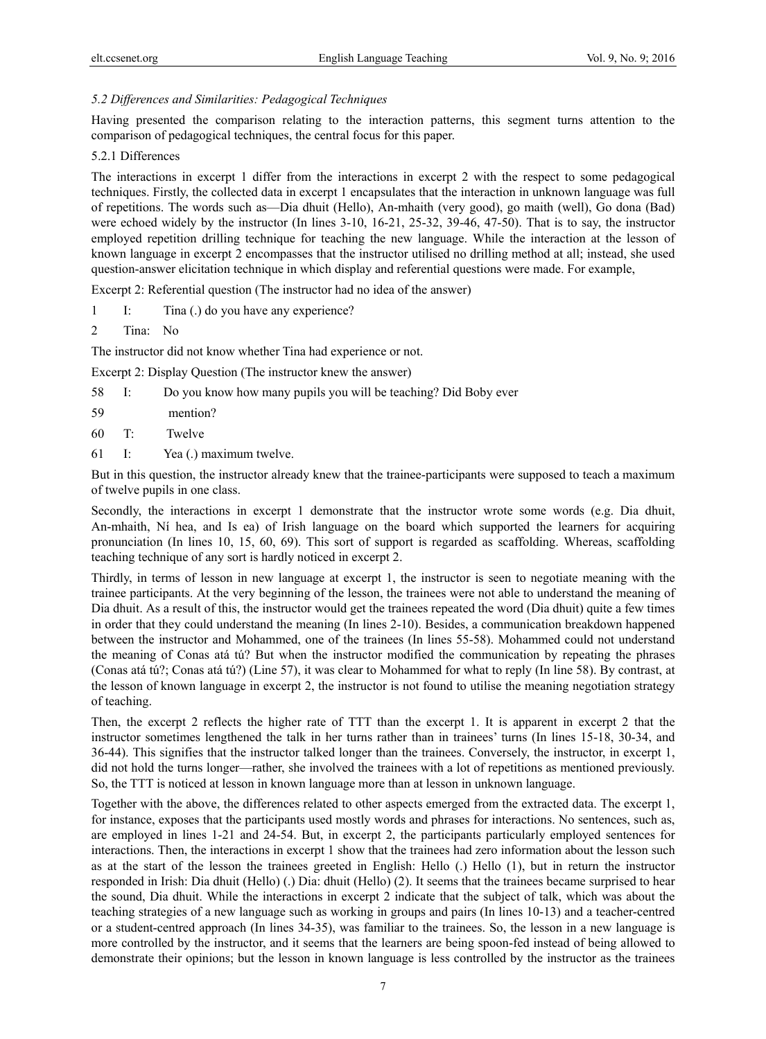*5.2 Differences and Similarities: Pedagogical Techniques*

Having presented the comparison relating to the interaction patterns, this segment turns attention to the comparison of pedagogical techniques, the central focus for this paper.

5.2.1 Differences

The interactions in excerpt 1 differ from the interactions in excerpt 2 with the respect to some pedagogical techniques. Firstly, the collected data in excerpt 1 encapsulates that the interaction in unknown language was full of repetitions. The words such as—Dia dhuit (Hello), An-mhaith (very good), go maith (well), Go dona (Bad) were echoed widely by the instructor (In lines 3-10, 16-21, 25-32, 39-46, 47-50). That is to say, the instructor employed repetition drilling technique for teaching the new language. While the interaction at the lesson of known language in excerpt 2 encompasses that the instructor utilised no drilling method at all; instead, she used question-answer elicitation technique in which display and referential questions were made. For example,

Excerpt 2: Referential question (The instructor had no idea of the answer)

1 I: Tina (.) do you have any experience?

2 Tina: No

The instructor did not know whether Tina had experience or not.

Excerpt 2: Display Question (The instructor knew the answer)

58 I: Do you know how many pupils you will be teaching? Did Boby ever

59 mention?

60 T: Twelve

61 I: Yea (.) maximum twelve.

But in this question, the instructor already knew that the trainee-participants were supposed to teach a maximum of twelve pupils in one class.

Secondly, the interactions in excerpt 1 demonstrate that the instructor wrote some words (e.g. Dia dhuit, An-mhaith, Ní hea, and Is ea) of Irish language on the board which supported the learners for acquiring pronunciation (In lines 10, 15, 60, 69). This sort of support is regarded as scaffolding. Whereas, scaffolding teaching technique of any sort is hardly noticed in excerpt 2.

Thirdly, in terms of lesson in new language at excerpt 1, the instructor is seen to negotiate meaning with the trainee participants. At the very beginning of the lesson, the trainees were not able to understand the meaning of Dia dhuit. As a result of this, the instructor would get the trainees repeated the word (Dia dhuit) quite a few times in order that they could understand the meaning (In lines 2-10). Besides, a communication breakdown happened between the instructor and Mohammed, one of the trainees (In lines 55-58). Mohammed could not understand the meaning of Conas atá tú? But when the instructor modified the communication by repeating the phrases (Conas atá tú?; Conas atá tú?) (Line 57), it was clear to Mohammed for what to reply (In line 58). By contrast, at the lesson of known language in excerpt 2, the instructor is not found to utilise the meaning negotiation strategy of teaching.

Then, the excerpt 2 reflects the higher rate of TTT than the excerpt 1. It is apparent in excerpt 2 that the instructor sometimes lengthened the talk in her turns rather than in trainees' turns (In lines 15-18, 30-34, and 36-44). This signifies that the instructor talked longer than the trainees. Conversely, the instructor, in excerpt 1, did not hold the turns longer—rather, she involved the trainees with a lot of repetitions as mentioned previously. So, the TTT is noticed at lesson in known language more than at lesson in unknown language.

Together with the above, the differences related to other aspects emerged from the extracted data. The excerpt 1, for instance, exposes that the participants used mostly words and phrases for interactions. No sentences, such as, are employed in lines 1-21 and 24-54. But, in excerpt 2, the participants particularly employed sentences for interactions. Then, the interactions in excerpt 1 show that the trainees had zero information about the lesson such as at the start of the lesson the trainees greeted in English: Hello (.) Hello (1), but in return the instructor responded in Irish: Dia dhuit (Hello) (.) Dia: dhuit (Hello) (2). It seems that the trainees became surprised to hear the sound, Dia dhuit. While the interactions in excerpt 2 indicate that the subject of talk, which was about the teaching strategies of a new language such as working in groups and pairs (In lines 10-13) and a teacher-centred or a student-centred approach (In lines 34-35), was familiar to the trainees. So, the lesson in a new language is more controlled by the instructor, and it seems that the learners are being spoon-fed instead of being allowed to demonstrate their opinions; but the lesson in known language is less controlled by the instructor as the trainees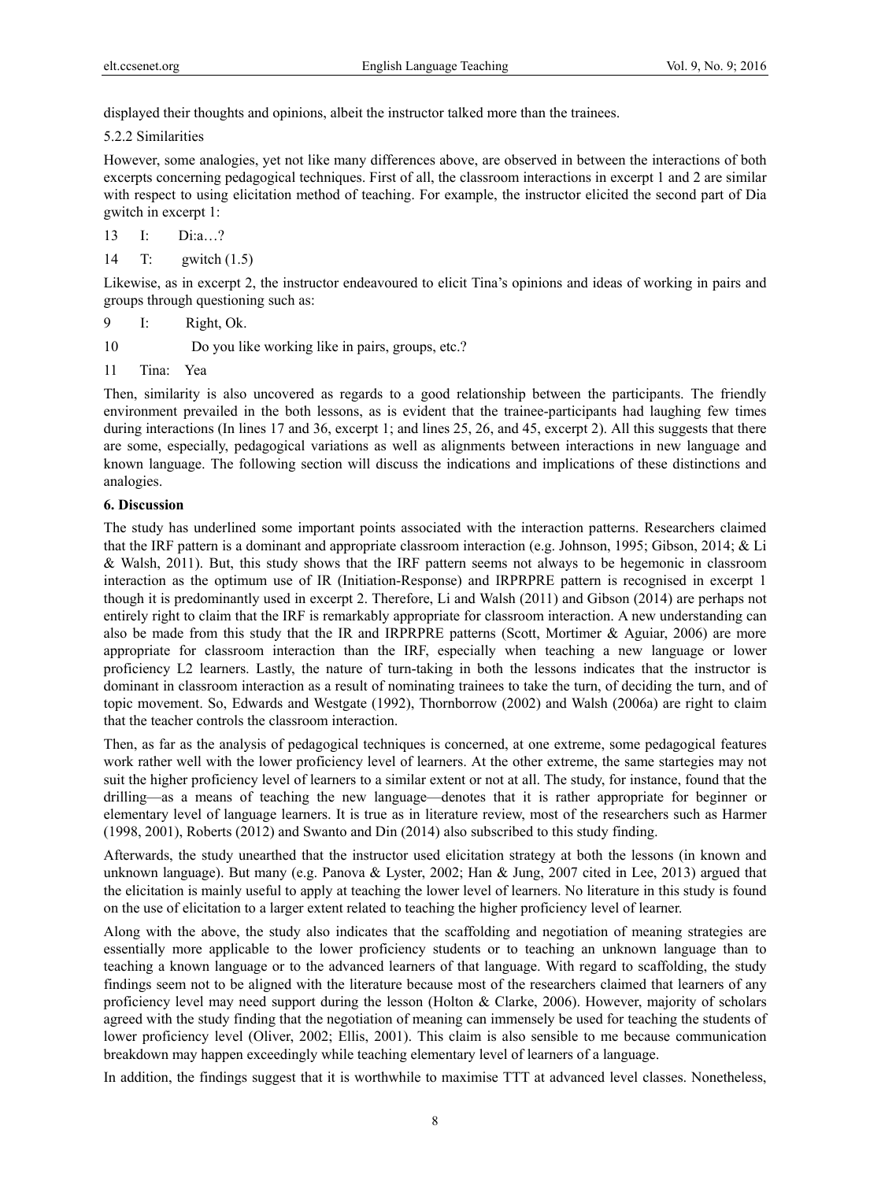displayed their thoughts and opinions, albeit the instructor talked more than the trainees.

5.2.2 Similarities

However, some analogies, yet not like many differences above, are observed in between the interactions of both excerpts concerning pedagogical techniques. First of all, the classroom interactions in excerpt 1 and 2 are similar with respect to using elicitation method of teaching. For example, the instructor elicited the second part of Dia gwitch in excerpt 1:

13 I: Di:a…?

14 T: gwitch (1.5)

Likewise, as in excerpt 2, the instructor endeavoured to elicit Tina's opinions and ideas of working in pairs and groups through questioning such as:

9 I: Right, Ok.

10 Do you like working like in pairs, groups, etc.?

11 Tina: Yea

Then, similarity is also uncovered as regards to a good relationship between the participants. The friendly environment prevailed in the both lessons, as is evident that the trainee-participants had laughing few times during interactions (In lines 17 and 36, excerpt 1; and lines 25, 26, and 45, excerpt 2). All this suggests that there are some, especially, pedagogical variations as well as alignments between interactions in new language and known language. The following section will discuss the indications and implications of these distinctions and analogies.

## 6. Discussion

The study has underlined some important points associated with the interaction patterns. Researchers claimed that the IRF pattern is a dominant and appropriate classroom interaction (e.g. Johnson, 1995; Gibson, 2014; & Li & Walsh, 2011). But, this study shows that the IRF pattern seems not always to be hegemonic in classroom interaction as the optimum use of IR (Initiation-Response) and IRPRPRE pattern is recognised in excerpt 1 though it is predominantly used in excerpt 2. Therefore, Li and Walsh (2011) and Gibson (2014) are perhaps not entirely right to claim that the IRF is remarkably appropriate for classroom interaction. A new understanding can also be made from this study that the IR and IRPRPRE patterns (Scott, Mortimer & Aguiar, 2006) are more appropriate for classroom interaction than the IRF, especially when teaching a new language or lower proficiency L2 learners. Lastly, the nature of turn-taking in both the lessons indicates that the instructor is dominant in classroom interaction as a result of nominating trainees to take the turn, of deciding the turn, and of topic movement. So, Edwards and Westgate (1992), Thornborrow (2002) and Walsh (2006a) are right to claim that the teacher controls the classroom interaction.

Then, as far as the analysis of pedagogical techniques is concerned, at one extreme, some pedagogical features work rather well with the lower proficiency level of learners. At the other extreme, the same startegies may not suit the higher proficiency level of learners to a similar extent or not at all. The study, for instance, found that the drilling—as a means of teaching the new language—denotes that it is rather appropriate for beginner or elementary level of language learners. It is true as in literature review, most of the researchers such as Harmer (1998, 2001), Roberts (2012) and Swanto and Din (2014) also subscribed to this study finding.

Afterwards, the study unearthed that the instructor used elicitation strategy at both the lessons (in known and unknown language). But many (e.g. Panova & Lyster, 2002; Han & Jung, 2007 cited in Lee, 2013) argued that the elicitation is mainly useful to apply at teaching the lower level of learners. No literature in this study is found on the use of elicitation to a larger extent related to teaching the higher proficiency level of learner.

Along with the above, the study also indicates that the scaffolding and negotiation of meaning strategies are essentially more applicable to the lower proficiency students or to teaching an unknown language than to teaching a known language or to the advanced learners of that language. With regard to scaffolding, the study findings seem not to be aligned with the literature because most of the researchers claimed that learners of any proficiency level may need support during the lesson (Holton & Clarke, 2006). However, majority of scholars agreed with the study finding that the negotiation of meaning can immensely be used for teaching the students of lower proficiency level (Oliver, 2002; Ellis, 2001). This claim is also sensible to me because communication breakdown may happen exceedingly while teaching elementary level of learners of a language.

In addition, the findings suggest that it is worthwhile to maximise TTT at advanced level classes. Nonetheless,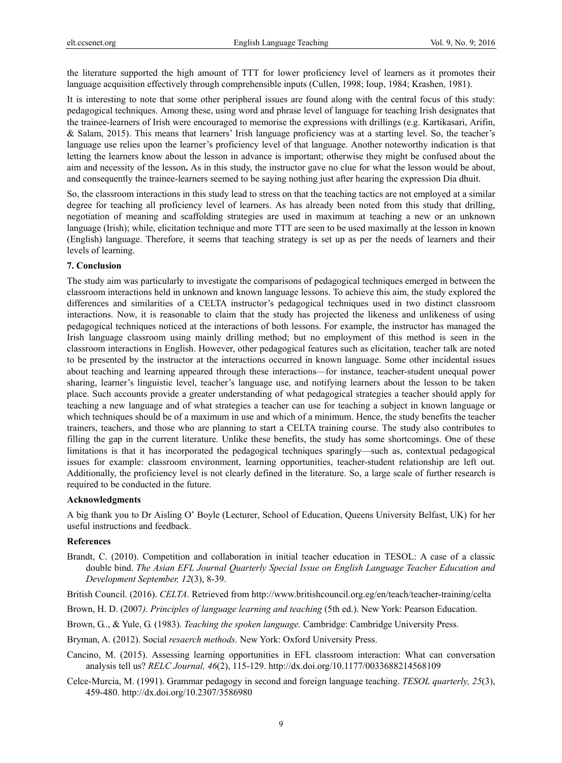the literature supported the high amount of TTT for lower proficiency level of learners as it promotes their language acquisition effectively through comprehensible inputs (Cullen, 1998; Ioup, 1984; Krashen, 1981).

It is interesting to note that some other peripheral issues are found along with the central focus of this study: pedagogical techniques. Among these, using word and phrase level of language for teaching Irish designates that the trainee-learners of Irish were encouraged to memorise the expressions with drillings (e.g. Kartikasari, Arifin, & Salam, 2015). This means that learners' Irish language proficiency was at a starting level. So, the teacher's language use relies upon the learner's proficiency level of that language. Another noteworthy indication is that letting the learners know about the lesson in advance is important; otherwise they might be confused about the aim and necessity of the lesson**.** As in this study, the instructor gave no clue for what the lesson would be about, and consequently the trainee-learners seemed to be saying nothing just after hearing the expression Dia dhuit.

So, the classroom interactions in this study lead to stress on that the teaching tactics are not employed at a similar degree for teaching all proficiency level of learners. As has already been noted from this study that drilling, negotiation of meaning and scaffolding strategies are used in maximum at teaching a new or an unknown language (Irish); while, elicitation technique and more TTT are seen to be used maximally at the lesson in known (English) language. Therefore, it seems that teaching strategy is set up as per the needs of learners and their levels of learning.

## 7. Conclusion

The study aim was particularly to investigate the comparisons of pedagogical techniques emerged in between the classroom interactions held in unknown and known language lessons. To achieve this aim, the study explored the differences and similarities of a CELTA instructor's pedagogical techniques used in two distinct classroom interactions. Now, it is reasonable to claim that the study has projected the likeness and unlikeness of using pedagogical techniques noticed at the interactions of both lessons. For example, the instructor has managed the Irish language classroom using mainly drilling method; but no employment of this method is seen in the classroom interactions in English. However, other pedagogical features such as elicitation, teacher talk are noted to be presented by the instructor at the interactions occurred in known language. Some other incidental issues about teaching and learning appeared through these interactions—for instance, teacher-student unequal power sharing, learner's linguistic level, teacher's language use, and notifying learners about the lesson to be taken place. Such accounts provide a greater understanding of what pedagogical strategies a teacher should apply for teaching a new language and of what strategies a teacher can use for teaching a subject in known language or which techniques should be of a maximum in use and which of a minimum. Hence, the study benefits the teacher trainers, teachers, and those who are planning to start a CELTA training course. The study also contributes to filling the gap in the current literature. Unlike these benefits, the study has some shortcomings. One of these limitations is that it has incorporated the pedagogical techniques sparingly—such as, contextual pedagogical issues for example: classroom environment, learning opportunities, teacher-student relationship are left out. Additionally, the proficiency level is not clearly defined in the literature. So, a large scale of further research is required to be conducted in the future.

## Acknowledgments

A big thank you to Dr Aisling O' Boyle (Lecturer, School of Education, Queens University Belfast, UK) for her useful instructions and feedback.

## References

Brandt, C. (2010). Competition and collaboration in initial teacher education in TESOL: A case of a classic double bind. *The Asian EFL Journal Quarterly Special Issue on English Language Teacher Education and Development September, 12*(3), 8-39.

British Council. (2016). *CELTA*. Retrieved from http://www.britishcouncil.org.eg/en/teach/teacher-training/celta

Brown, H. D. (2007*). Principles of language learning and teaching* (5th ed.). New York: Pearson Education.

Brown, G.., & Yule, G. (1983). *Teaching the spoken language.* Cambridge: Cambridge University Press.

Bryman, A. (2012). Social *resaerch methods.* New York: Oxford University Press.

Cancino, M. (2015). Assessing learning opportunities in EFL classroom interaction: What can conversation analysis tell us? *RELC Journal, 46*(2), 115-129. http://dx.doi.org/10.1177/0033688214568109

Celce-Murcia, M. (1991). Grammar pedagogy in second and foreign language teaching. *TESOL quarterly, 25*(3), 459-480. http://dx.doi.org/10.2307/3586980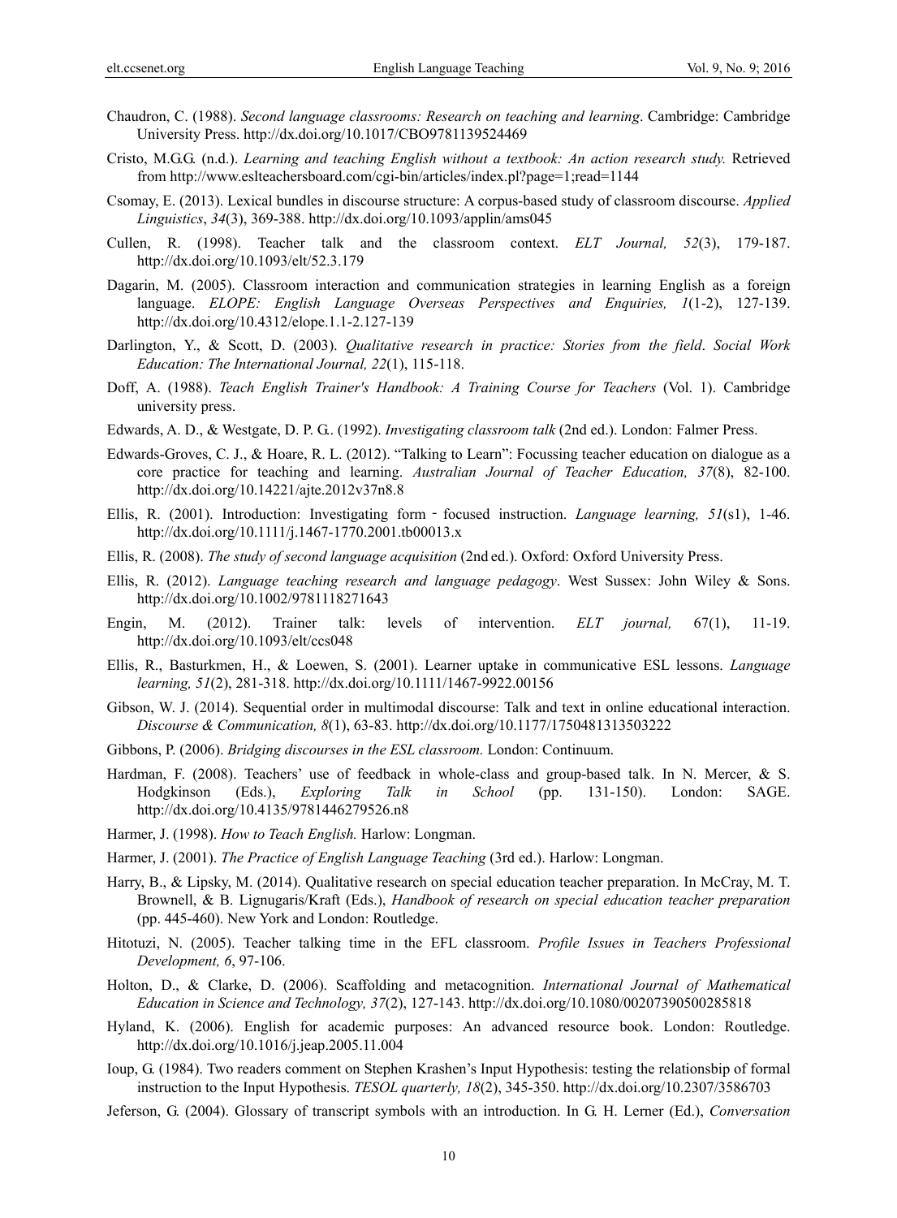Chaudron, C. (1988). *Second language classrooms: Research on teaching and learning*. Cambridge: Cambridge University Press. http://dx.doi.org/10.1017/CBO9781139524469

Cristo, M.G.G. (n.d.). *Learning and teaching English without a textbook: An action research study.* Retrieved from http://www.eslteachersboard.com/cgi-bin/articles/index.pl?page=1;read=1144

Csomay, E. (2013). Lexical bundles in discourse structure: A corpus-based study of classroom discourse. *Applied Linguistics*, *34*(3), 369-388. http://dx.doi.org/10.1093/applin/ams045

Cullen, R. (1998). Teacher talk and the classroom context. *ELT Journal, 52*(3), 179-187. http://dx.doi.org/10.1093/elt/52.3.179

Dagarin, M. (2005). Classroom interaction and communication strategies in learning English as a foreign language. *ELOPE: English Language Overseas Perspectives and Enquiries, 1*(1-2), 127-139. http://dx.doi.org/10.4312/elope.1.1-2.127-139

Darlington, Y., & Scott, D. (2003). *Qualitative research in practice: Stories from the field*. *Social Work Education: The International Journal, 22*(1), 115-118.

Doff, A. (1988). *Teach English Trainer's Handbook: A Training Course for Teachers* (Vol. 1). Cambridge university press.

Edwards, A. D., & Westgate, D. P. G.. (1992). *Investigating classroom talk* (2nd ed.). London: Falmer Press.

Edwards-Groves, C. J., & Hoare, R. L. (2012). "Talking to Learn": Focussing teacher education on dialogue as a core practice for teaching and learning. *Australian Journal of Teacher Education, 37*(8), 82-100. http://dx.doi.org/10.14221/ajte.2012v37n8.8

Ellis, R. (2001). Introduction: Investigating form - focused instruction. *Language learning, 51*(s1), 1-46. http://dx.doi.org/10.1111/j.1467-1770.2001.tb00013.x

Ellis, R. (2008). *The study of second language acquisition* (2nd ed.). Oxford: Oxford University Press.

Ellis, R. (2012). *Language teaching research and language pedagogy*. West Sussex: John Wiley & Sons. http://dx.doi.org/10.1002/9781118271643

Engin, M. (2012). Trainer talk: levels of intervention. *ELT journal,* 67(1), 11-19. http://dx.doi.org/10.1093/elt/ccs048

Ellis, R., Basturkmen, H., & Loewen, S. (2001). Learner uptake in communicative ESL lessons. *Language learning, 51*(2), 281-318. http://dx.doi.org/10.1111/1467-9922.00156

Gibson, W. J. (2014). Sequential order in multimodal discourse: Talk and text in online educational interaction. *Discourse & Communication, 8*(1), 63-83. http://dx.doi.org/10.1177/1750481313503222

Gibbons, P. (2006). *Bridging discourses in the ESL classroom.* London: Continuum.

Hardman, F. (2008). Teachers' use of feedback in whole-class and group-based talk. In N. Mercer, & S. Hodgkinson (Eds.), *Exploring Talk in School* (pp. 131-150). London: SAGE. http://dx.doi.org/10.4135/9781446279526.n8

Harmer, J. (1998). *How to Teach English.* Harlow: Longman.

Harmer, J. (2001). *The Practice of English Language Teaching* (3rd ed.). Harlow: Longman.

Harry, B., & Lipsky, M. (2014). Qualitative research on special education teacher preparation. In McCray, M. T. Brownell, & B. Lignugaris/Kraft (Eds.), *Handbook of research on special education teacher preparation* (pp. 445-460). New York and London: Routledge.

Hitotuzi, N. (2005). Teacher talking time in the EFL classroom. *Profile Issues in Teachers Professional Development, 6*, 97-106.

Holton, D., & Clarke, D. (2006). Scaffolding and metacognition. *International Journal of Mathematical Education in Science and Technology, 37*(2), 127-143. http://dx.doi.org/10.1080/00207390500285818

Hyland, K. (2006). English for academic purposes: An advanced resource book. London: Routledge. http://dx.doi.org/10.1016/j.jeap.2005.11.004

Ioup, G. (1984). Two readers comment on Stephen Krashen's Input Hypothesis: testing the relationsbip of formal instruction to the Input Hypothesis. *TESOL quarterly, 18*(2), 345-350. http://dx.doi.org/10.2307/3586703

Jeferson, G. (2004). Glossary of transcript symbols with an introduction. In G. H. Lerner (Ed.), *Conversation*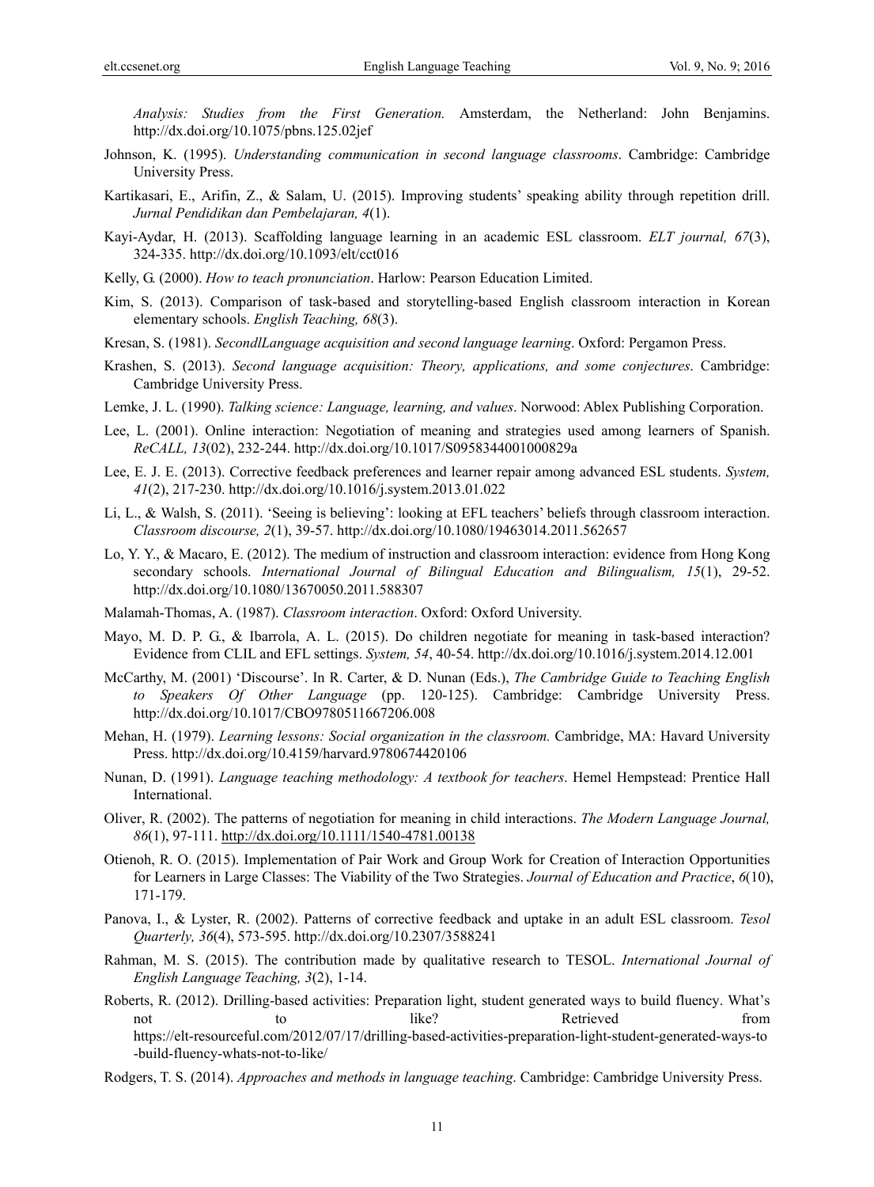*Analysis: Studies from the First Generation.* Amsterdam, the Netherland: John Benjamins. http://dx.doi.org/10.1075/pbns.125.02jef

Johnson, K. (1995). *Understanding communication in second language classrooms*. Cambridge: Cambridge University Press.

Kartikasari, E., Arifin, Z., & Salam, U. (2015). Improving students' speaking ability through repetition drill. *Jurnal Pendidikan dan Pembelajaran, 4*(1).

Kayi-Aydar, H. (2013). Scaffolding language learning in an academic ESL classroom. *ELT journal, 67*(3), 324-335. http://dx.doi.org/10.1093/elt/cct016

Kelly, G. (2000). *How to teach pronunciation*. Harlow: Pearson Education Limited.

Kim, S. (2013). Comparison of task-based and storytelling-based English classroom interaction in Korean elementary schools. *English Teaching, 68*(3).

Kresan, S. (1981). *SecondlLanguage acquisition and second language learning*. Oxford: Pergamon Press.

Krashen, S. (2013). *Second language acquisition: Theory, applications, and some conjectures*. Cambridge: Cambridge University Press.

Lemke, J. L. (1990). *Talking science: Language, learning, and values*. Norwood: Ablex Publishing Corporation.

Lee, L. (2001). Online interaction: Negotiation of meaning and strategies used among learners of Spanish. *ReCALL, 13*(02), 232-244. http://dx.doi.org/10.1017/S0958344001000829a

Lee, E. J. E. (2013). Corrective feedback preferences and learner repair among advanced ESL students. *System, 41*(2), 217-230. http://dx.doi.org/10.1016/j.system.2013.01.022

Li, L., & Walsh, S. (2011). 'Seeing is believing': looking at EFL teachers' beliefs through classroom interaction. *Classroom discourse, 2*(1), 39-57. http://dx.doi.org/10.1080/19463014.2011.562657

Lo, Y. Y., & Macaro, E. (2012). The medium of instruction and classroom interaction: evidence from Hong Kong secondary schools. *International Journal of Bilingual Education and Bilingualism, 15*(1), 29-52. http://dx.doi.org/10.1080/13670050.2011.588307

Malamah-Thomas, A. (1987). *Classroom interaction*. Oxford: Oxford University.

Mayo, M. D. P. G., & Ibarrola, A. L. (2015). Do children negotiate for meaning in task-based interaction? Evidence from CLIL and EFL settings. *System, 54*, 40-54. http://dx.doi.org/10.1016/j.system.2014.12.001

McCarthy, M. (2001) 'Discourse'. In R. Carter, & D. Nunan (Eds.), *The Cambridge Guide to Teaching English to Speakers Of Other Language* (pp. 120-125). Cambridge: Cambridge University Press. http://dx.doi.org/10.1017/CBO9780511667206.008

Mehan, H. (1979). *Learning lessons: Social organization in the classroom.* Cambridge, MA: Havard University Press. http://dx.doi.org/10.4159/harvard.9780674420106

Nunan, D. (1991). *Language teaching methodology: A textbook for teachers*. Hemel Hempstead: Prentice Hall International.

Oliver, R. (2002). The patterns of negotiation for meaning in child interactions. *The Modern Language Journal, 86*(1), 97-111. http://dx.doi.org/10.1111/1540-4781.00138

Otienoh, R. O. (2015). Implementation of Pair Work and Group Work for Creation of Interaction Opportunities for Learners in Large Classes: The Viability of the Two Strategies. *Journal of Education and Practice*, *6*(10), 171-179.

Panova, I., & Lyster, R. (2002). Patterns of corrective feedback and uptake in an adult ESL classroom. *Tesol Quarterly, 36*(4), 573-595. http://dx.doi.org/10.2307/3588241

Rahman, M. S. (2015). The contribution made by qualitative research to TESOL. *International Journal of English Language Teaching, 3*(2), 1-14.

Roberts, R. (2012). Drilling-based activities: Preparation light, student generated ways to build fluency. What's not to like? Retrieved from https://elt-resourceful.com/2012/07/17/drilling-based-activities-preparation-light-student-generated-ways-to-build-fluency-whats-not-to-like/

Rodgers, T. S. (2014). *Approaches and methods in language teaching*. Cambridge: Cambridge University Press.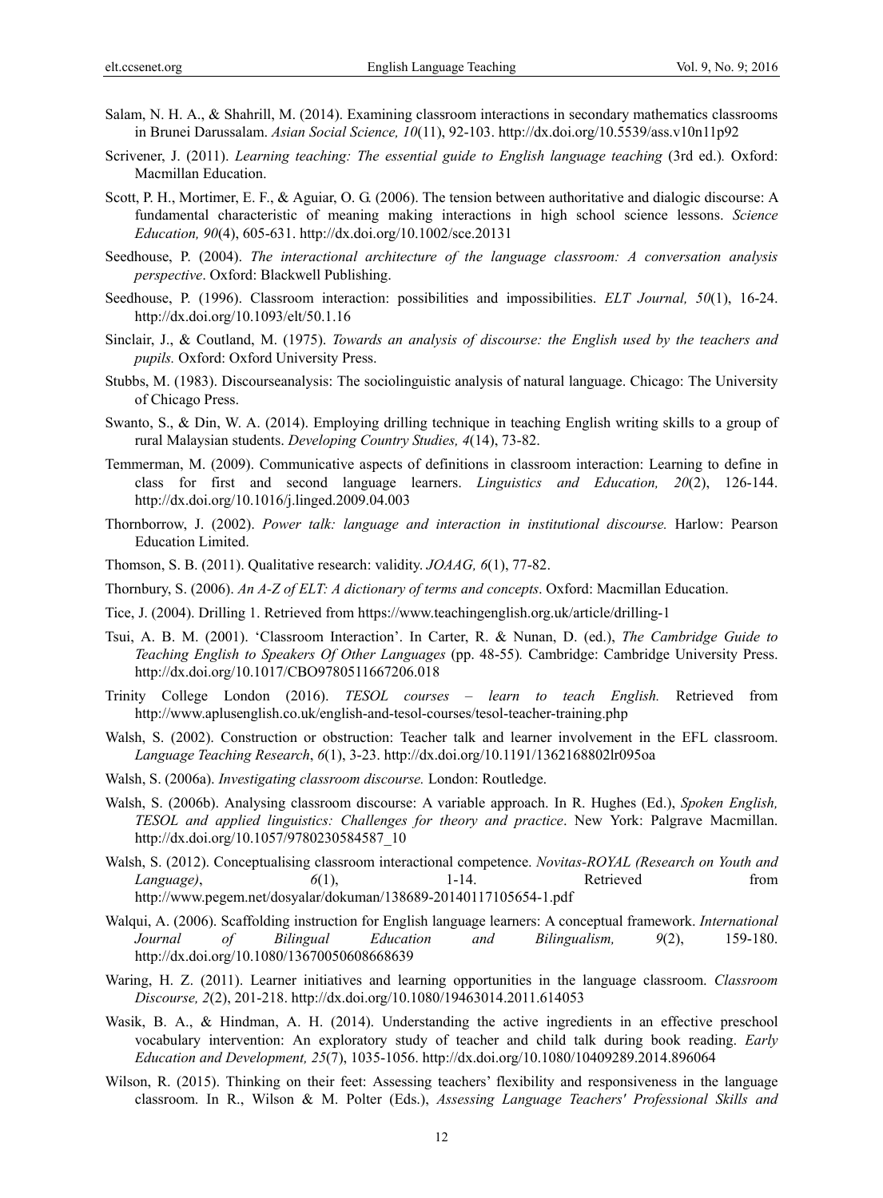Salam, N. H. A., & Shahrill, M. (2014). Examining classroom interactions in secondary mathematics classrooms in Brunei Darussalam. *Asian Social Science, 10*(11), 92-103. http://dx.doi.org/10.5539/ass.v10n11p92

Scrivener, J. (2011). *Learning teaching: The essential guide to English language teaching* (3rd ed.)*.* Oxford: Macmillan Education.

Scott, P. H., Mortimer, E. F., & Aguiar, O. G. (2006). The tension between authoritative and dialogic discourse: A fundamental characteristic of meaning making interactions in high school science lessons. *Science Education, 90*(4), 605-631. http://dx.doi.org/10.1002/sce.20131

Seedhouse, P. (2004). *The interactional architecture of the language classroom: A conversation analysis perspective*. Oxford: Blackwell Publishing.

Seedhouse, P. (1996). Classroom interaction: possibilities and impossibilities. *ELT Journal, 50*(1), 16-24. http://dx.doi.org/10.1093/elt/50.1.16

Sinclair, J., & Coutland, M. (1975). *Towards an analysis of discourse: the English used by the teachers and pupils.* Oxford: Oxford University Press.

Stubbs, M. (1983). Discourseanalysis: The sociolinguistic analysis of natural language. Chicago: The University of Chicago Press.

Swanto, S., & Din, W. A. (2014). Employing drilling technique in teaching English writing skills to a group of rural Malaysian students. *Developing Country Studies, 4*(14), 73-82.

Temmerman, M. (2009). Communicative aspects of definitions in classroom interaction: Learning to define in class for first and second language learners. *Linguistics and Education, 20*(2), 126-144. http://dx.doi.org/10.1016/j.linged.2009.04.003

Thornborrow, J. (2002). *Power talk: language and interaction in institutional discourse.* Harlow: Pearson Education Limited.

Thomson, S. B. (2011). Qualitative research: validity. *JOAAG, 6*(1), 77-82.

Thornbury, S. (2006). *An A-Z of ELT: A dictionary of terms and concepts*. Oxford: Macmillan Education.

Tice, J. (2004). Drilling 1. Retrieved from https://www.teachingenglish.org.uk/article/drilling-1

Tsui, A. B. M. (2001). 'Classroom Interaction'. In Carter, R. & Nunan, D. (ed.), *The Cambridge Guide to Teaching English to Speakers Of Other Languages* (pp. 48-55)*.* Cambridge: Cambridge University Press. http://dx.doi.org/10.1017/CBO9780511667206.018

Trinity College London (2016). *TESOL courses – learn to teach English.* Retrieved from http://www.aplusenglish.co.uk/english-and-tesol-courses/tesol-teacher-training.php

Walsh, S. (2002). Construction or obstruction: Teacher talk and learner involvement in the EFL classroom. *Language Teaching Research*, *6*(1), 3-23. http://dx.doi.org/10.1191/1362168802lr095oa

Walsh, S. (2006a). *Investigating classroom discourse.* London: Routledge.

Walsh, S. (2006b). Analysing classroom discourse: A variable approach. In R. Hughes (Ed.), *Spoken English, TESOL and applied linguistics: Challenges for theory and practice*. New York: Palgrave Macmillan. http://dx.doi.org/10.1057/9780230584587_10

Walsh, S. (2012). Conceptualising classroom interactional competence. *Novitas-ROYAL (Research on Youth and Language)*, *6*(1), 1-14. Retrieved from http://www.pegem.net/dosyalar/dokuman/138689-20140117105654-1.pdf

Walqui, A. (2006). Scaffolding instruction for English language learners: A conceptual framework. *International Journal of Bilingual Education and Bilingualism, 9*(2), 159-180. http://dx.doi.org/10.1080/13670050608668639

Waring, H. Z. (2011). Learner initiatives and learning opportunities in the language classroom. *Classroom Discourse, 2*(2), 201-218. http://dx.doi.org/10.1080/19463014.2011.614053

Wasik, B. A., & Hindman, A. H. (2014). Understanding the active ingredients in an effective preschool vocabulary intervention: An exploratory study of teacher and child talk during book reading. *Early Education and Development, 25*(7), 1035-1056. http://dx.doi.org/10.1080/10409289.2014.896064

Wilson, R. (2015). Thinking on their feet: Assessing teachers' flexibility and responsiveness in the language classroom. In R., Wilson & M. Polter (Eds.), *Assessing Language Teachers' Professional Skills and*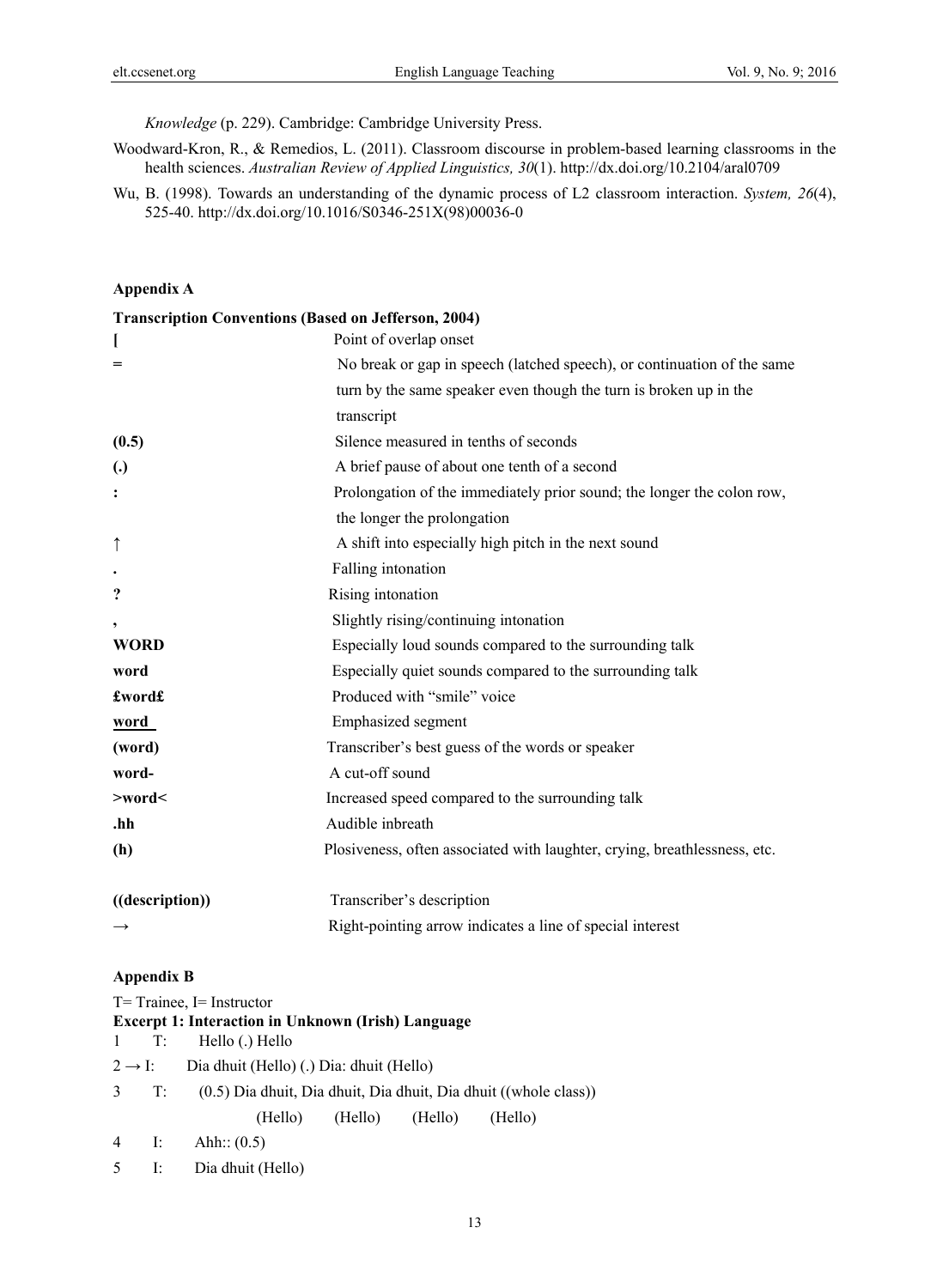*Knowledge* (p. 229). Cambridge: Cambridge University Press.

Woodward-Kron, R., & Remedios, L. (2011). Classroom discourse in problem-based learning classrooms in the health sciences. *Australian Review of Applied Linguistics, 30*(1). http://dx.doi.org/10.2104/aral0709

Wu, B. (1998). Towards an understanding of the dynamic process of L2 classroom interaction. *System, 26*(4), 525-40. http://dx.doi.org/10.1016/S0346-251X(98)00036-0

## Appendix A

**Transcription Conventions (Based on Jefferson, 2004)**

| Symbol | Meaning |
|---|---|
| **[** | Point of overlap onset |
| **=** | No break or gap in speech (latched speech), or continuation of the same turn by the same speaker even though the turn is broken up in the transcript |
| **(0.5)** | Silence measured in tenths of seconds |
| **(.)** | A brief pause of about one tenth of a second |
| **:** | Prolongation of the immediately prior sound; the longer the colon row, the longer the prolongation |
| ↑ | A shift into especially high pitch in the next sound |
| **.** | Falling intonation |
| **?** | Rising intonation |
| **,** | Slightly rising/continuing intonation |
| **WORD** | Especially loud sounds compared to the surrounding talk |
| **word** | Especially quiet sounds compared to the surrounding talk |
| **£word£** | Produced with "smile" voice |
| **<u>word</u>** | Emphasized segment |
| **(word)** | Transcriber's best guess of the words or speaker |
| **word-** | A cut-off sound |
| **>word<** | Increased speed compared to the surrounding talk |
| **.hh** | Audible inbreath |
| **(h)** | Plosiveness, often associated with laughter, crying, breathlessness, etc. |
| **((description))** | Transcriber's description |
| → | Right-pointing arrow indicates a line of special interest |

## Appendix B

T= Trainee, I= Instructor

**Excerpt 1: Interaction in Unknown (Irish) Language**

```
1     T:    Hello (.) Hello
2 → I:    Dia dhuit (Hello) (.) Dia: dhuit (Hello)
3     T:    (0.5) Dia dhuit, Dia dhuit, Dia dhuit, Dia dhuit ((whole class))
                    (Hello)     (Hello)     (Hello)     (Hello)
4     I:    Ahh:: (0.5)
5     I:    Dia dhuit (Hello)
```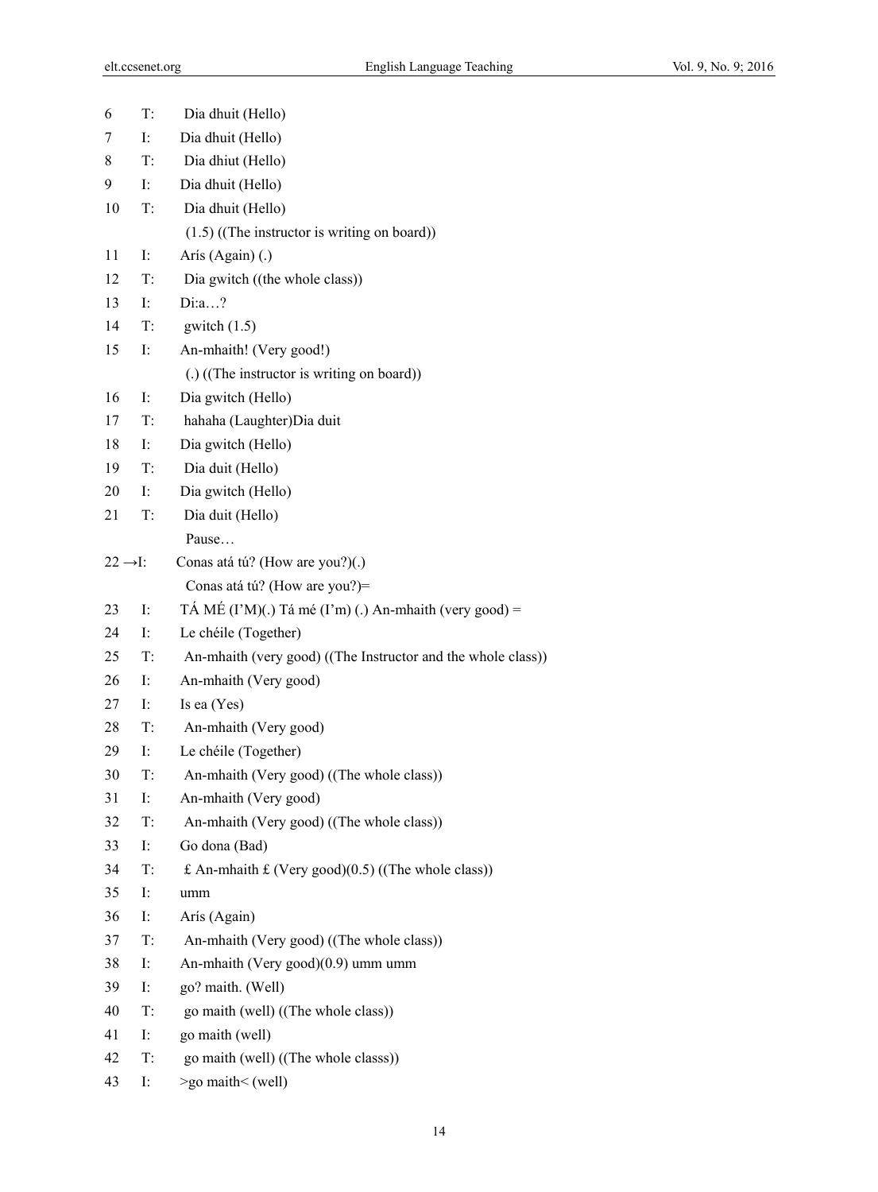6 T: Dia dhuit (Hello)

7 I: Dia dhuit (Hello)

8 T: Dia dhiut (Hello)

9 I: Dia dhuit (Hello)

10 T: Dia dhuit (Hello)

(1.5) ((The instructor is writing on board))

11 I: Arís (Again) (.)

12 T: Dia gwitch ((the whole class))

13 I: Di:a…?

14 T: gwitch (1.5)

15 I: An-mhaith! (Very good!)

(.) ((The instructor is writing on board))

16 I: Dia gwitch (Hello)

17 T: hahaha (Laughter)Dia duit

18 I: Dia gwitch (Hello)

19 T: Dia duit (Hello)

20 I: Dia gwitch (Hello)

21 T: Dia duit (Hello)

Pause…

22 →I: Conas atá tú? (How are you?)(.)

Conas atá tú? (How are you?)=

23 I: TÁ MÉ (I'M)(.) Tá mé (I'm) (.) An-mhaith (very good) =

24 I: Le chéile (Together)

25 T: An-mhaith (very good) ((The Instructor and the whole class))

26 I: An-mhaith (Very good)

27 I: Is ea (Yes)

28 T: An-mhaith (Very good)

29 I: Le chéile (Together)

30 T: An-mhaith (Very good) ((The whole class))

31 I: An-mhaith (Very good)

32 T: An-mhaith (Very good) ((The whole class))

33 I: Go dona (Bad)

34 T: £ An-mhaith £ (Very good)(0.5) ((The whole class))

35 I: umm

36 I: Arís (Again)

37 T: An-mhaith (Very good) ((The whole class))

38 I: An-mhaith (Very good)(0.9) umm umm

39 I: go? maith. (Well)

40 T: go maith (well) ((The whole class))

41 I: go maith (well)

42 T: go maith (well) ((The whole classs))

43 I: >go maith< (well)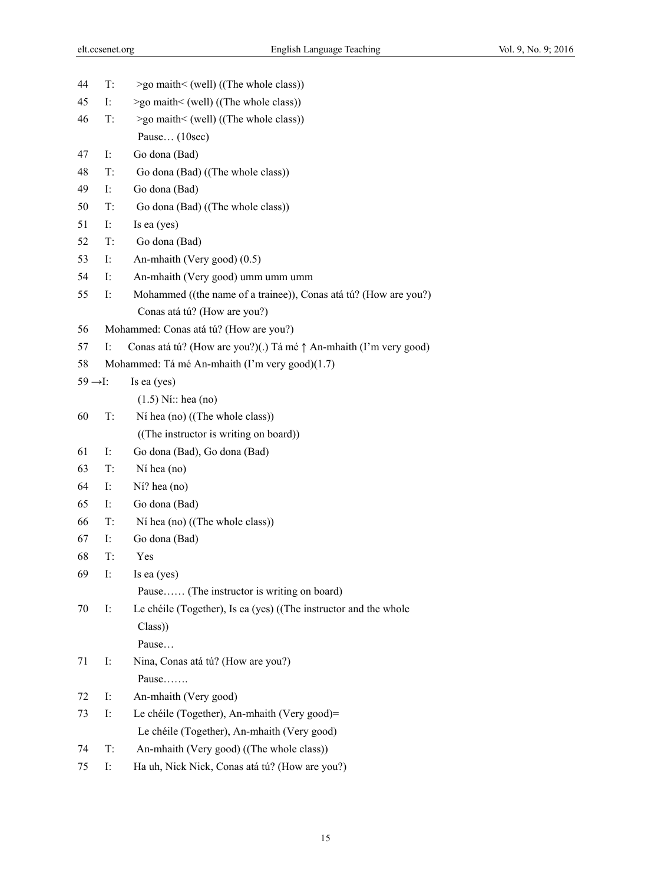44 T: >go maith< (well) ((The whole class))

45 I: >go maith< (well) ((The whole class))

46 T: >go maith< (well) ((The whole class))
Pause… (10sec)

47 I: Go dona (Bad)

48 T: Go dona (Bad) ((The whole class))

49 I: Go dona (Bad)

50 T: Go dona (Bad) ((The whole class))

51 I: Is ea (yes)

52 T: Go dona (Bad)

53 I: An-mhaith (Very good) (0.5)

54 I: An-mhaith (Very good) umm umm umm

55 I: Mohammed ((the name of a trainee)), Conas atá tú? (How are you?)
Conas atá tú? (How are you?)

56 Mohammed: Conas atá tú? (How are you?)

57 I: Conas atá tú? (How are you?)(.) Tá mé ↑ An-mhaith (I'm very good)

58 Mohammed: Tá mé An-mhaith (I'm very good)(1.7)

59 →I: Is ea (yes)
(1.5) Ní:: hea (no)

60 T: Ní hea (no) ((The whole class))
((The instructor is writing on board))

61 I: Go dona (Bad), Go dona (Bad)

63 T: Ní hea (no)

64 I: Ní? hea (no)

65 I: Go dona (Bad)

66 T: Ní hea (no) ((The whole class))

67 I: Go dona (Bad)

68 T: Yes

69 I: Is ea (yes)
Pause…… (The instructor is writing on board)

70 I: Le chéile (Together), Is ea (yes) ((The instructor and the whole Class))
Pause…

71 I: Nina, Conas atá tú? (How are you?)
Pause…….

72 I: An-mhaith (Very good)

73 I: Le chéile (Together), An-mhaith (Very good)=
Le chéile (Together), An-mhaith (Very good)

74 T: An-mhaith (Very good) ((The whole class))

75 I: Ha uh, Nick Nick, Conas atá tú? (How are you?)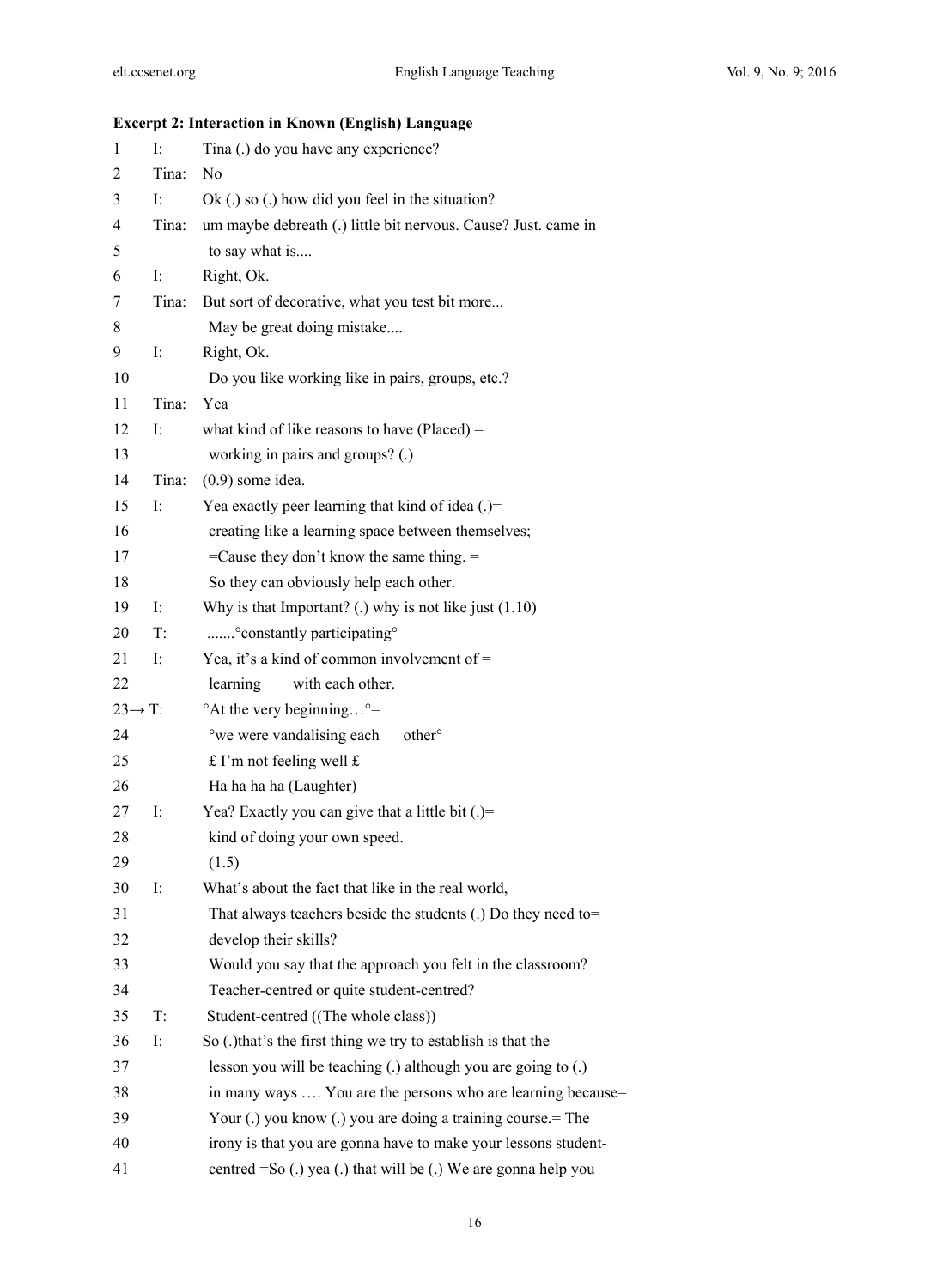**Excerpt 2: Interaction in Known (English) Language**

| | | |
|---|---|---|
| 1 | I: | Tina (.) do you have any experience? |
| 2 | Tina: | No |
| 3 | I: | Ok (.) so (.) how did you feel in the situation? |
| 4 | Tina: | um maybe debreath (.) little bit nervous. Cause? Just. came in |
| 5 | | to say what is.... |
| 6 | I: | Right, Ok. |
| 7 | Tina: | But sort of decorative, what you test bit more... |
| 8 | | May be great doing mistake.... |
| 9 | I: | Right, Ok. |
| 10 | | Do you like working like in pairs, groups, etc.? |
| 11 | Tina: | Yea |
| 12 | I: | what kind of like reasons to have (Placed) = |
| 13 | | working in pairs and groups? (.) |
| 14 | Tina: | (0.9) some idea. |
| 15 | I: | Yea exactly peer learning that kind of idea (.)= |
| 16 | | creating like a learning space between themselves; |
| 17 | | =Cause they don't know the same thing. = |
| 18 | | So they can obviously help each other. |
| 19 | I: | Why is that Important? (.) why is not like just (1.10) |
| 20 | T: | .......°constantly participating° |
| 21 | I: | Yea, it's a kind of common involvement of = |
| 22 | | learning with each other. |
| 23→ | T: | °At the very beginning…°= |
| 24 | | °we were vandalising each other° |
| 25 | | £ I'm not feeling well £ |
| 26 | | Ha ha ha ha (Laughter) |
| 27 | I: | Yea? Exactly you can give that a little bit (.)= |
| 28 | | kind of doing your own speed. |
| 29 | | (1.5) |
| 30 | I: | What's about the fact that like in the real world, |
| 31 | | That always teachers beside the students (.) Do they need to= |
| 32 | | develop their skills? |
| 33 | | Would you say that the approach you felt in the classroom? |
| 34 | | Teacher-centred or quite student-centred? |
| 35 | T: | Student-centred ((The whole class)) |
| 36 | I: | So (.)that's the first thing we try to establish is that the |
| 37 | | lesson you will be teaching (.) although you are going to (.) |
| 38 | | in many ways …. You are the persons who are learning because= |
| 39 | | Your (.) you know (.) you are doing a training course.= The |
| 40 | | irony is that you are gonna have to make your lessons student- |
| 41 | | centred =So (.) yea (.) that will be (.) We are gonna help you |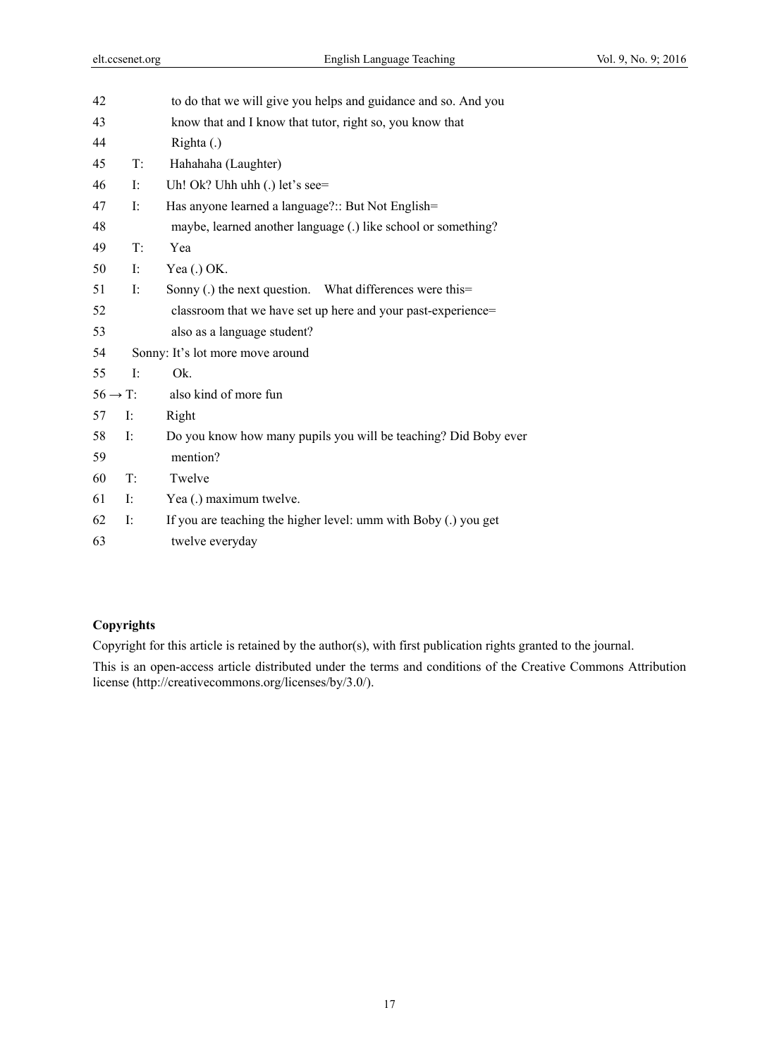42		to do that we will give you helps and guidance and so. And you
43		know that and I know that tutor, right so, you know that
44		Righta (.)
45	T:	Hahahaha (Laughter)
46	I:	Uh! Ok? Uhh uhh (.) let's see=
47	I:	Has anyone learned a language?:: But Not English=
48		maybe, learned another language (.) like school or something?
49	T:	Yea
50	I:	Yea (.) OK.
51	I:	Sonny (.) the next question.  What differences were this=
52		classroom that we have set up here and your past-experience=
53		also as a language student?
54	Sonny: It's lot more move around
55	I:	Ok.
56 → T:	also kind of more fun
57	I:	Right
58	I:	Do you know how many pupils you will be teaching? Did Boby ever
59		mention?
60	T:	Twelve
61	I:	Yea (.) maximum twelve.
62	I:	If you are teaching the higher level: umm with Boby (.) you get
63		twelve everyday

**Copyrights**

Copyright for this article is retained by the author(s), with first publication rights granted to the journal.

This is an open-access article distributed under the terms and conditions of the Creative Commons Attribution license (http://creativecommons.org/licenses/by/3.0/).